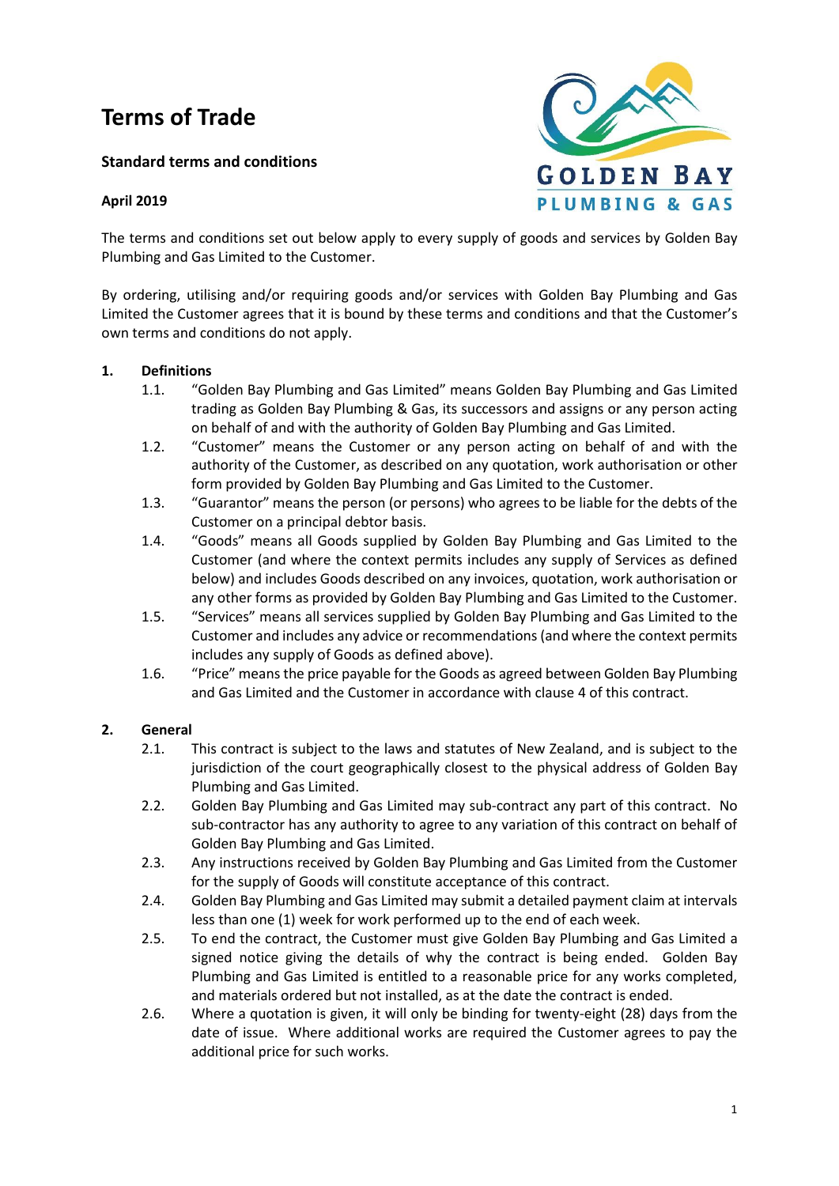# Terms of Trade

**Standard terms and conditions**

**April 2019**

The terms and conditions set out below apply to every supply of goods and services by Golden Bay Plumbing and Gas Limited to the Customer.

By ordering, utilising and/or requiring goods and/or services with Golden Bay Plumbing and Gas Limited the Customer agrees that it is bound by these terms and conditions and that the Customer's own terms and conditions do not apply.

## 1. Definitions

1.1. "Golden Bay Plumbing and Gas Limited" means Golden Bay Plumbing and Gas Limited trading as Golden Bay Plumbing & Gas, its successors and assigns or any person acting on behalf of and with the authority of Golden Bay Plumbing and Gas Limited.

1.2. "Customer" means the Customer or any person acting on behalf of and with the authority of the Customer, as described on any quotation, work authorisation or other form provided by Golden Bay Plumbing and Gas Limited to the Customer.

1.3. "Guarantor" means the person (or persons) who agrees to be liable for the debts of the Customer on a principal debtor basis.

1.4. "Goods" means all Goods supplied by Golden Bay Plumbing and Gas Limited to the Customer (and where the context permits includes any supply of Services as defined below) and includes Goods described on any invoices, quotation, work authorisation or any other forms as provided by Golden Bay Plumbing and Gas Limited to the Customer.

1.5. "Services" means all services supplied by Golden Bay Plumbing and Gas Limited to the Customer and includes any advice or recommendations (and where the context permits includes any supply of Goods as defined above).

1.6. "Price" means the price payable for the Goods as agreed between Golden Bay Plumbing and Gas Limited and the Customer in accordance with clause 4 of this contract.

## 2. General

2.1. This contract is subject to the laws and statutes of New Zealand, and is subject to the jurisdiction of the court geographically closest to the physical address of Golden Bay Plumbing and Gas Limited.

2.2. Golden Bay Plumbing and Gas Limited may sub-contract any part of this contract. No sub-contractor has any authority to agree to any variation of this contract on behalf of Golden Bay Plumbing and Gas Limited.

2.3. Any instructions received by Golden Bay Plumbing and Gas Limited from the Customer for the supply of Goods will constitute acceptance of this contract.

2.4. Golden Bay Plumbing and Gas Limited may submit a detailed payment claim at intervals less than one (1) week for work performed up to the end of each week.

2.5. To end the contract, the Customer must give Golden Bay Plumbing and Gas Limited a signed notice giving the details of why the contract is being ended. Golden Bay Plumbing and Gas Limited is entitled to a reasonable price for any works completed, and materials ordered but not installed, as at the date the contract is ended.

2.6. Where a quotation is given, it will only be binding for twenty-eight (28) days from the date of issue. Where additional works are required the Customer agrees to pay the additional price for such works.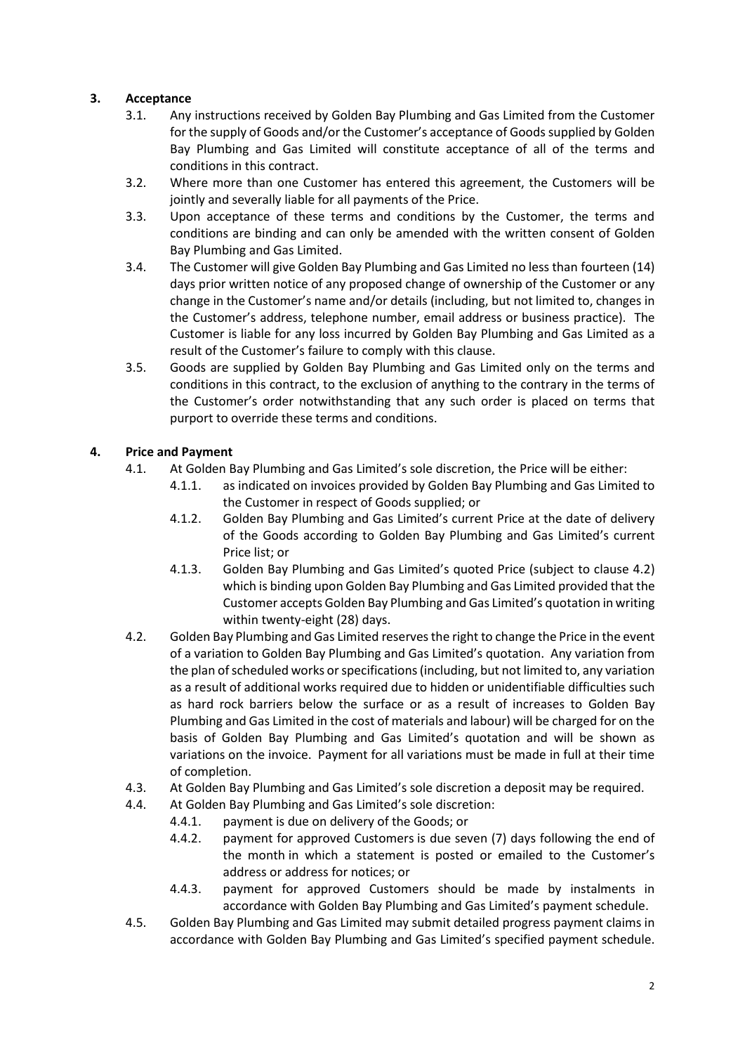## 3. Acceptance

3.1. Any instructions received by Golden Bay Plumbing and Gas Limited from the Customer for the supply of Goods and/or the Customer's acceptance of Goods supplied by Golden Bay Plumbing and Gas Limited will constitute acceptance of all of the terms and conditions in this contract.

3.2. Where more than one Customer has entered this agreement, the Customers will be jointly and severally liable for all payments of the Price.

3.3. Upon acceptance of these terms and conditions by the Customer, the terms and conditions are binding and can only be amended with the written consent of Golden Bay Plumbing and Gas Limited.

3.4. The Customer will give Golden Bay Plumbing and Gas Limited no less than fourteen (14) days prior written notice of any proposed change of ownership of the Customer or any change in the Customer's name and/or details (including, but not limited to, changes in the Customer's address, telephone number, email address or business practice). The Customer is liable for any loss incurred by Golden Bay Plumbing and Gas Limited as a result of the Customer's failure to comply with this clause.

3.5. Goods are supplied by Golden Bay Plumbing and Gas Limited only on the terms and conditions in this contract, to the exclusion of anything to the contrary in the terms of the Customer's order notwithstanding that any such order is placed on terms that purport to override these terms and conditions.

## 4. Price and Payment

4.1. At Golden Bay Plumbing and Gas Limited's sole discretion, the Price will be either:

4.1.1. as indicated on invoices provided by Golden Bay Plumbing and Gas Limited to the Customer in respect of Goods supplied; or

4.1.2. Golden Bay Plumbing and Gas Limited's current Price at the date of delivery of the Goods according to Golden Bay Plumbing and Gas Limited's current Price list; or

4.1.3. Golden Bay Plumbing and Gas Limited's quoted Price (subject to clause 4.2) which is binding upon Golden Bay Plumbing and Gas Limited provided that the Customer accepts Golden Bay Plumbing and Gas Limited's quotation in writing within twenty-eight (28) days.

4.2. Golden Bay Plumbing and Gas Limited reserves the right to change the Price in the event of a variation to Golden Bay Plumbing and Gas Limited's quotation. Any variation from the plan of scheduled works or specifications (including, but not limited to, any variation as a result of additional works required due to hidden or unidentifiable difficulties such as hard rock barriers below the surface or as a result of increases to Golden Bay Plumbing and Gas Limited in the cost of materials and labour) will be charged for on the basis of Golden Bay Plumbing and Gas Limited's quotation and will be shown as variations on the invoice. Payment for all variations must be made in full at their time of completion.

4.3. At Golden Bay Plumbing and Gas Limited's sole discretion a deposit may be required.

4.4. At Golden Bay Plumbing and Gas Limited's sole discretion:

4.4.1. payment is due on delivery of the Goods; or

4.4.2. payment for approved Customers is due seven (7) days following the end of the month in which a statement is posted or emailed to the Customer's address or address for notices; or

4.4.3. payment for approved Customers should be made by instalments in accordance with Golden Bay Plumbing and Gas Limited's payment schedule.

4.5. Golden Bay Plumbing and Gas Limited may submit detailed progress payment claims in accordance with Golden Bay Plumbing and Gas Limited's specified payment schedule.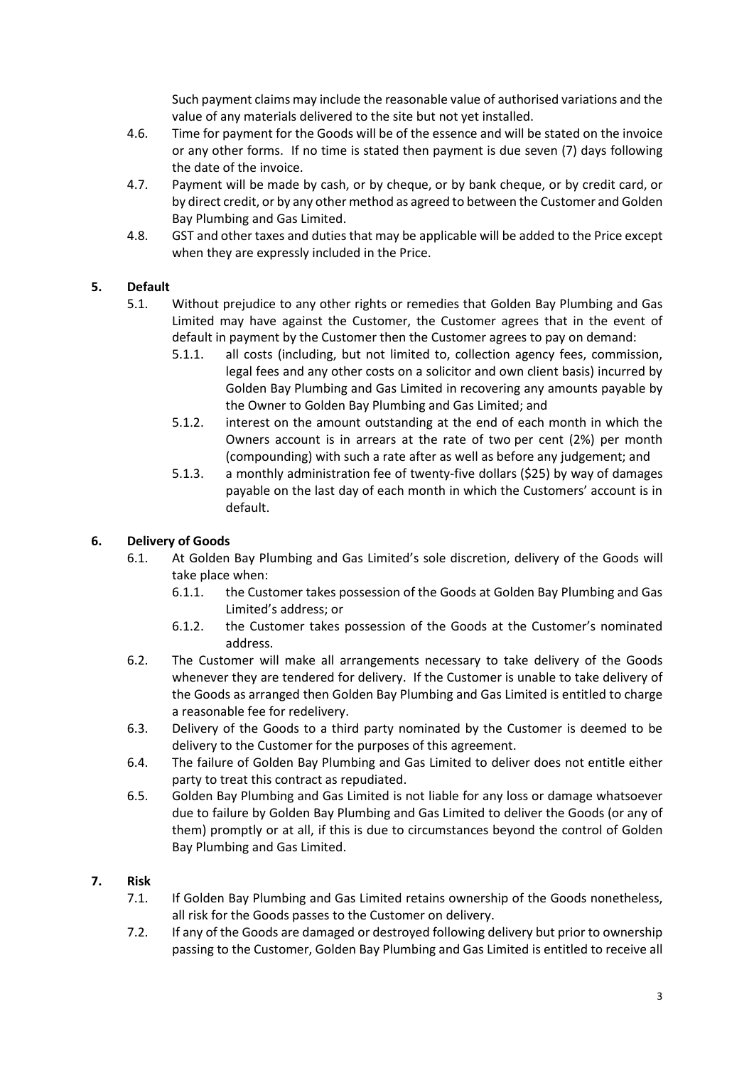Such payment claims may include the reasonable value of authorised variations and the value of any materials delivered to the site but not yet installed.

4.6. Time for payment for the Goods will be of the essence and will be stated on the invoice or any other forms. If no time is stated then payment is due seven (7) days following the date of the invoice.

4.7. Payment will be made by cash, or by cheque, or by bank cheque, or by credit card, or by direct credit, or by any other method as agreed to between the Customer and Golden Bay Plumbing and Gas Limited.

4.8. GST and other taxes and duties that may be applicable will be added to the Price except when they are expressly included in the Price.

## 5. Default

5.1. Without prejudice to any other rights or remedies that Golden Bay Plumbing and Gas Limited may have against the Customer, the Customer agrees that in the event of default in payment by the Customer then the Customer agrees to pay on demand:

5.1.1. all costs (including, but not limited to, collection agency fees, commission, legal fees and any other costs on a solicitor and own client basis) incurred by Golden Bay Plumbing and Gas Limited in recovering any amounts payable by the Owner to Golden Bay Plumbing and Gas Limited; and

5.1.2. interest on the amount outstanding at the end of each month in which the Owners account is in arrears at the rate of two per cent (2%) per month (compounding) with such a rate after as well as before any judgement; and

5.1.3. a monthly administration fee of twenty-five dollars ($25) by way of damages payable on the last day of each month in which the Customers' account is in default.

## 6. Delivery of Goods

6.1. At Golden Bay Plumbing and Gas Limited's sole discretion, delivery of the Goods will take place when:

6.1.1. the Customer takes possession of the Goods at Golden Bay Plumbing and Gas Limited's address; or

6.1.2. the Customer takes possession of the Goods at the Customer's nominated address.

6.2. The Customer will make all arrangements necessary to take delivery of the Goods whenever they are tendered for delivery. If the Customer is unable to take delivery of the Goods as arranged then Golden Bay Plumbing and Gas Limited is entitled to charge a reasonable fee for redelivery.

6.3. Delivery of the Goods to a third party nominated by the Customer is deemed to be delivery to the Customer for the purposes of this agreement.

6.4. The failure of Golden Bay Plumbing and Gas Limited to deliver does not entitle either party to treat this contract as repudiated.

6.5. Golden Bay Plumbing and Gas Limited is not liable for any loss or damage whatsoever due to failure by Golden Bay Plumbing and Gas Limited to deliver the Goods (or any of them) promptly or at all, if this is due to circumstances beyond the control of Golden Bay Plumbing and Gas Limited.

## 7. Risk

7.1. If Golden Bay Plumbing and Gas Limited retains ownership of the Goods nonetheless, all risk for the Goods passes to the Customer on delivery.

7.2. If any of the Goods are damaged or destroyed following delivery but prior to ownership passing to the Customer, Golden Bay Plumbing and Gas Limited is entitled to receive all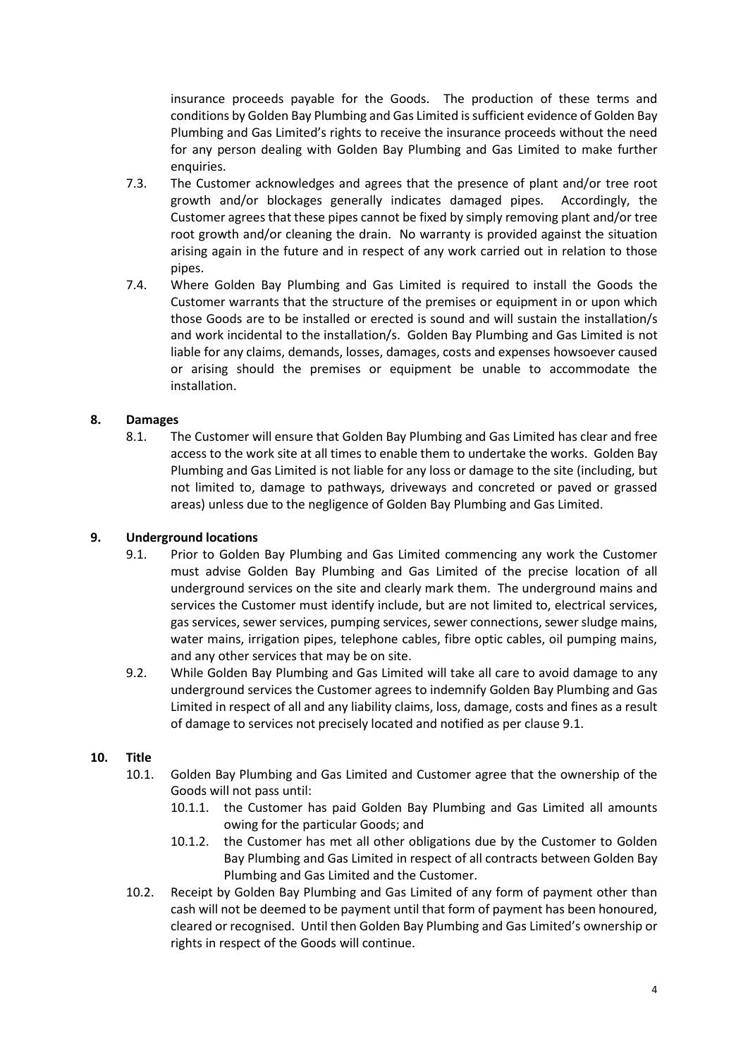insurance proceeds payable for the Goods. The production of these terms and conditions by Golden Bay Plumbing and Gas Limited is sufficient evidence of Golden Bay Plumbing and Gas Limited's rights to receive the insurance proceeds without the need for any person dealing with Golden Bay Plumbing and Gas Limited to make further enquiries.

7.3. The Customer acknowledges and agrees that the presence of plant and/or tree root growth and/or blockages generally indicates damaged pipes. Accordingly, the Customer agrees that these pipes cannot be fixed by simply removing plant and/or tree root growth and/or cleaning the drain. No warranty is provided against the situation arising again in the future and in respect of any work carried out in relation to those pipes.

7.4. Where Golden Bay Plumbing and Gas Limited is required to install the Goods the Customer warrants that the structure of the premises or equipment in or upon which those Goods are to be installed or erected is sound and will sustain the installation/s and work incidental to the installation/s. Golden Bay Plumbing and Gas Limited is not liable for any claims, demands, losses, damages, costs and expenses howsoever caused or arising should the premises or equipment be unable to accommodate the installation.

## 8. Damages

8.1. The Customer will ensure that Golden Bay Plumbing and Gas Limited has clear and free access to the work site at all times to enable them to undertake the works. Golden Bay Plumbing and Gas Limited is not liable for any loss or damage to the site (including, but not limited to, damage to pathways, driveways and concreted or paved or grassed areas) unless due to the negligence of Golden Bay Plumbing and Gas Limited.

## 9. Underground locations

9.1. Prior to Golden Bay Plumbing and Gas Limited commencing any work the Customer must advise Golden Bay Plumbing and Gas Limited of the precise location of all underground services on the site and clearly mark them. The underground mains and services the Customer must identify include, but are not limited to, electrical services, gas services, sewer services, pumping services, sewer connections, sewer sludge mains, water mains, irrigation pipes, telephone cables, fibre optic cables, oil pumping mains, and any other services that may be on site.

9.2. While Golden Bay Plumbing and Gas Limited will take all care to avoid damage to any underground services the Customer agrees to indemnify Golden Bay Plumbing and Gas Limited in respect of all and any liability claims, loss, damage, costs and fines as a result of damage to services not precisely located and notified as per clause 9.1.

## 10. Title

10.1. Golden Bay Plumbing and Gas Limited and Customer agree that the ownership of the Goods will not pass until:

- 10.1.1. the Customer has paid Golden Bay Plumbing and Gas Limited all amounts owing for the particular Goods; and
- 10.1.2. the Customer has met all other obligations due by the Customer to Golden Bay Plumbing and Gas Limited in respect of all contracts between Golden Bay Plumbing and Gas Limited and the Customer.

10.2. Receipt by Golden Bay Plumbing and Gas Limited of any form of payment other than cash will not be deemed to be payment until that form of payment has been honoured, cleared or recognised. Until then Golden Bay Plumbing and Gas Limited's ownership or rights in respect of the Goods will continue.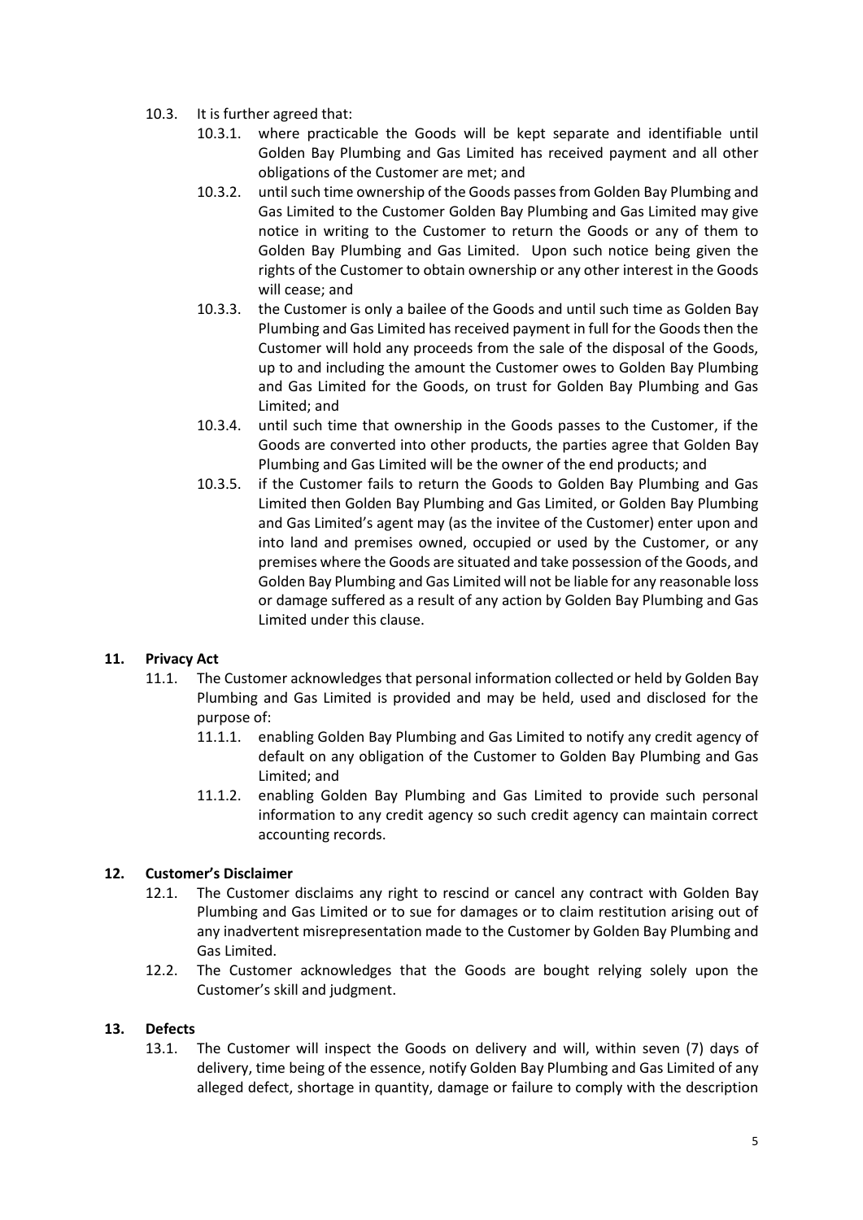10.3. It is further agreed that:

10.3.1. where practicable the Goods will be kept separate and identifiable until Golden Bay Plumbing and Gas Limited has received payment and all other obligations of the Customer are met; and

10.3.2. until such time ownership of the Goods passes from Golden Bay Plumbing and Gas Limited to the Customer Golden Bay Plumbing and Gas Limited may give notice in writing to the Customer to return the Goods or any of them to Golden Bay Plumbing and Gas Limited. Upon such notice being given the rights of the Customer to obtain ownership or any other interest in the Goods will cease; and

10.3.3. the Customer is only a bailee of the Goods and until such time as Golden Bay Plumbing and Gas Limited has received payment in full for the Goods then the Customer will hold any proceeds from the sale of the disposal of the Goods, up to and including the amount the Customer owes to Golden Bay Plumbing and Gas Limited for the Goods, on trust for Golden Bay Plumbing and Gas Limited; and

10.3.4. until such time that ownership in the Goods passes to the Customer, if the Goods are converted into other products, the parties agree that Golden Bay Plumbing and Gas Limited will be the owner of the end products; and

10.3.5. if the Customer fails to return the Goods to Golden Bay Plumbing and Gas Limited then Golden Bay Plumbing and Gas Limited, or Golden Bay Plumbing and Gas Limited's agent may (as the invitee of the Customer) enter upon and into land and premises owned, occupied or used by the Customer, or any premises where the Goods are situated and take possession of the Goods, and Golden Bay Plumbing and Gas Limited will not be liable for any reasonable loss or damage suffered as a result of any action by Golden Bay Plumbing and Gas Limited under this clause.

## 11. Privacy Act

11.1. The Customer acknowledges that personal information collected or held by Golden Bay Plumbing and Gas Limited is provided and may be held, used and disclosed for the purpose of:

11.1.1. enabling Golden Bay Plumbing and Gas Limited to notify any credit agency of default on any obligation of the Customer to Golden Bay Plumbing and Gas Limited; and

11.1.2. enabling Golden Bay Plumbing and Gas Limited to provide such personal information to any credit agency so such credit agency can maintain correct accounting records.

## 12. Customer's Disclaimer

12.1. The Customer disclaims any right to rescind or cancel any contract with Golden Bay Plumbing and Gas Limited or to sue for damages or to claim restitution arising out of any inadvertent misrepresentation made to the Customer by Golden Bay Plumbing and Gas Limited.

12.2. The Customer acknowledges that the Goods are bought relying solely upon the Customer's skill and judgment.

## 13. Defects

13.1. The Customer will inspect the Goods on delivery and will, within seven (7) days of delivery, time being of the essence, notify Golden Bay Plumbing and Gas Limited of any alleged defect, shortage in quantity, damage or failure to comply with the description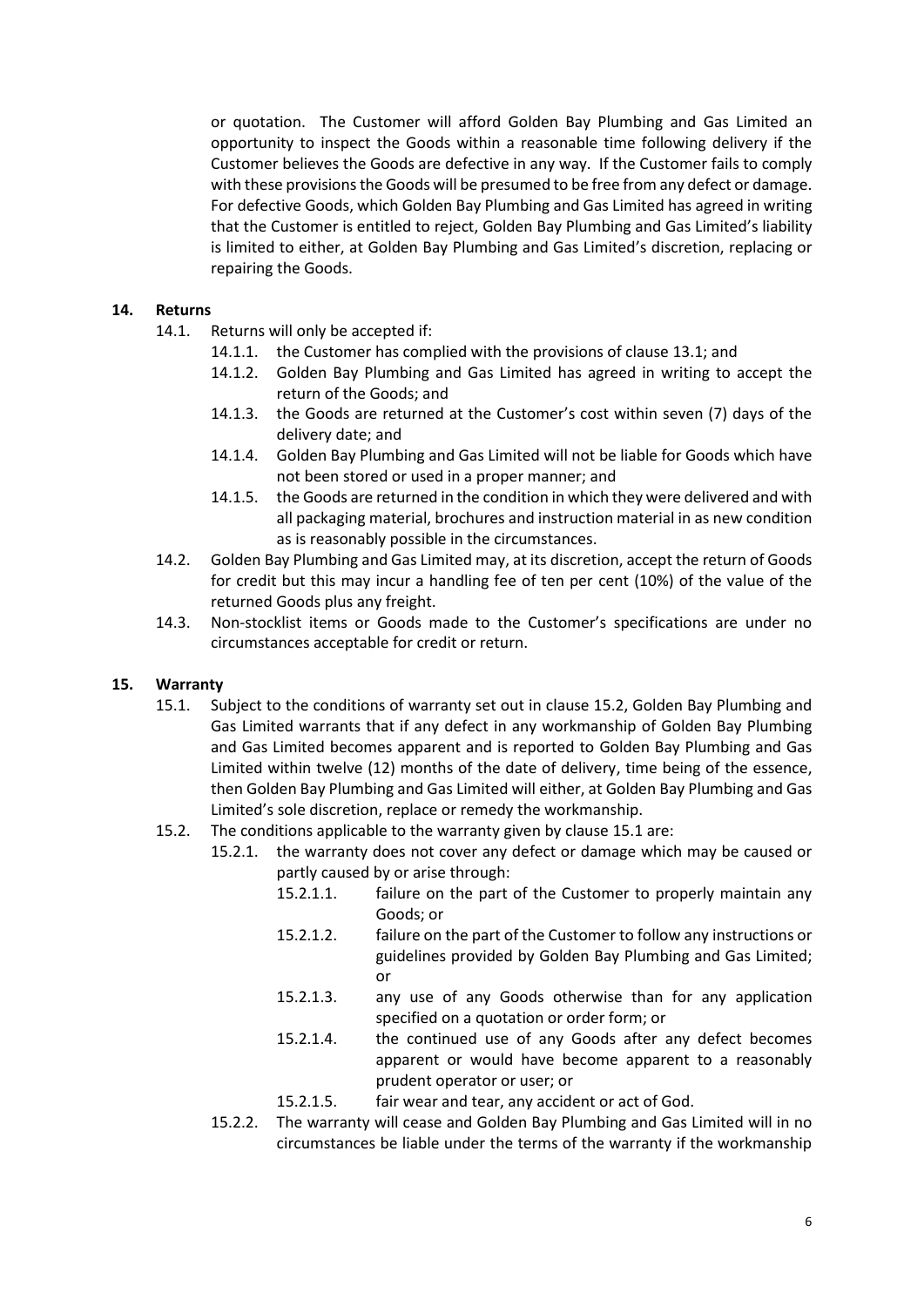or quotation. The Customer will afford Golden Bay Plumbing and Gas Limited an opportunity to inspect the Goods within a reasonable time following delivery if the Customer believes the Goods are defective in any way. If the Customer fails to comply with these provisions the Goods will be presumed to be free from any defect or damage. For defective Goods, which Golden Bay Plumbing and Gas Limited has agreed in writing that the Customer is entitled to reject, Golden Bay Plumbing and Gas Limited's liability is limited to either, at Golden Bay Plumbing and Gas Limited's discretion, replacing or repairing the Goods.

**14. Returns**

14.1. Returns will only be accepted if:

14.1.1. the Customer has complied with the provisions of clause 13.1; and

14.1.2. Golden Bay Plumbing and Gas Limited has agreed in writing to accept the return of the Goods; and

14.1.3. the Goods are returned at the Customer's cost within seven (7) days of the delivery date; and

14.1.4. Golden Bay Plumbing and Gas Limited will not be liable for Goods which have not been stored or used in a proper manner; and

14.1.5. the Goods are returned in the condition in which they were delivered and with all packaging material, brochures and instruction material in as new condition as is reasonably possible in the circumstances.

14.2. Golden Bay Plumbing and Gas Limited may, at its discretion, accept the return of Goods for credit but this may incur a handling fee of ten per cent (10%) of the value of the returned Goods plus any freight.

14.3. Non-stocklist items or Goods made to the Customer's specifications are under no circumstances acceptable for credit or return.

**15. Warranty**

15.1. Subject to the conditions of warranty set out in clause 15.2, Golden Bay Plumbing and Gas Limited warrants that if any defect in any workmanship of Golden Bay Plumbing and Gas Limited becomes apparent and is reported to Golden Bay Plumbing and Gas Limited within twelve (12) months of the date of delivery, time being of the essence, then Golden Bay Plumbing and Gas Limited will either, at Golden Bay Plumbing and Gas Limited's sole discretion, replace or remedy the workmanship.

15.2. The conditions applicable to the warranty given by clause 15.1 are:

15.2.1. the warranty does not cover any defect or damage which may be caused or partly caused by or arise through:

15.2.1.1. failure on the part of the Customer to properly maintain any Goods; or

15.2.1.2. failure on the part of the Customer to follow any instructions or guidelines provided by Golden Bay Plumbing and Gas Limited; or

15.2.1.3. any use of any Goods otherwise than for any application specified on a quotation or order form; or

15.2.1.4. the continued use of any Goods after any defect becomes apparent or would have become apparent to a reasonably prudent operator or user; or

15.2.1.5. fair wear and tear, any accident or act of God.

15.2.2. The warranty will cease and Golden Bay Plumbing and Gas Limited will in no circumstances be liable under the terms of the warranty if the workmanship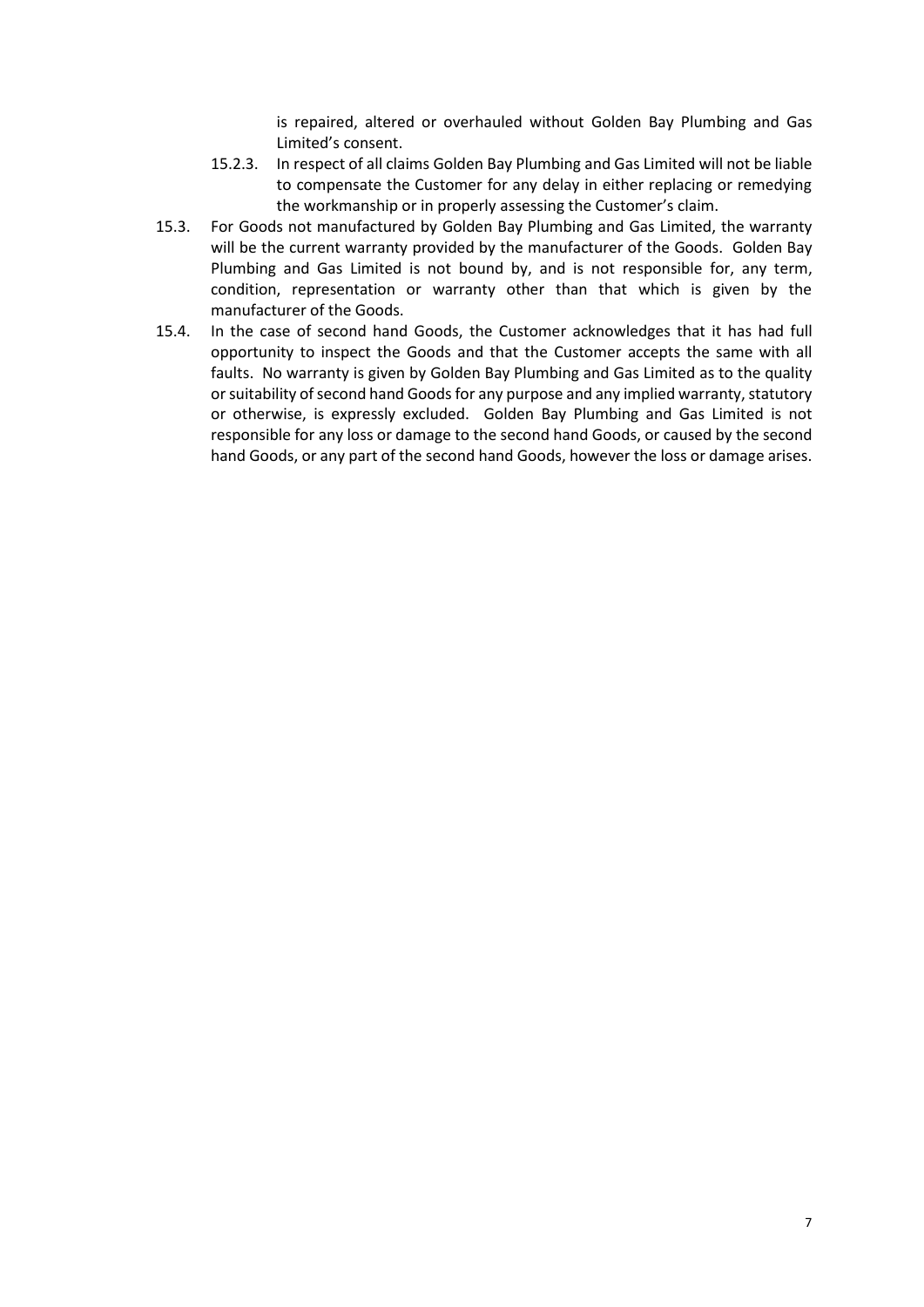is repaired, altered or overhauled without Golden Bay Plumbing and Gas Limited's consent.

15.2.3. In respect of all claims Golden Bay Plumbing and Gas Limited will not be liable to compensate the Customer for any delay in either replacing or remedying the workmanship or in properly assessing the Customer's claim.

15.3. For Goods not manufactured by Golden Bay Plumbing and Gas Limited, the warranty will be the current warranty provided by the manufacturer of the Goods. Golden Bay Plumbing and Gas Limited is not bound by, and is not responsible for, any term, condition, representation or warranty other than that which is given by the manufacturer of the Goods.

15.4. In the case of second hand Goods, the Customer acknowledges that it has had full opportunity to inspect the Goods and that the Customer accepts the same with all faults. No warranty is given by Golden Bay Plumbing and Gas Limited as to the quality or suitability of second hand Goods for any purpose and any implied warranty, statutory or otherwise, is expressly excluded. Golden Bay Plumbing and Gas Limited is not responsible for any loss or damage to the second hand Goods, or caused by the second hand Goods, or any part of the second hand Goods, however the loss or damage arises.